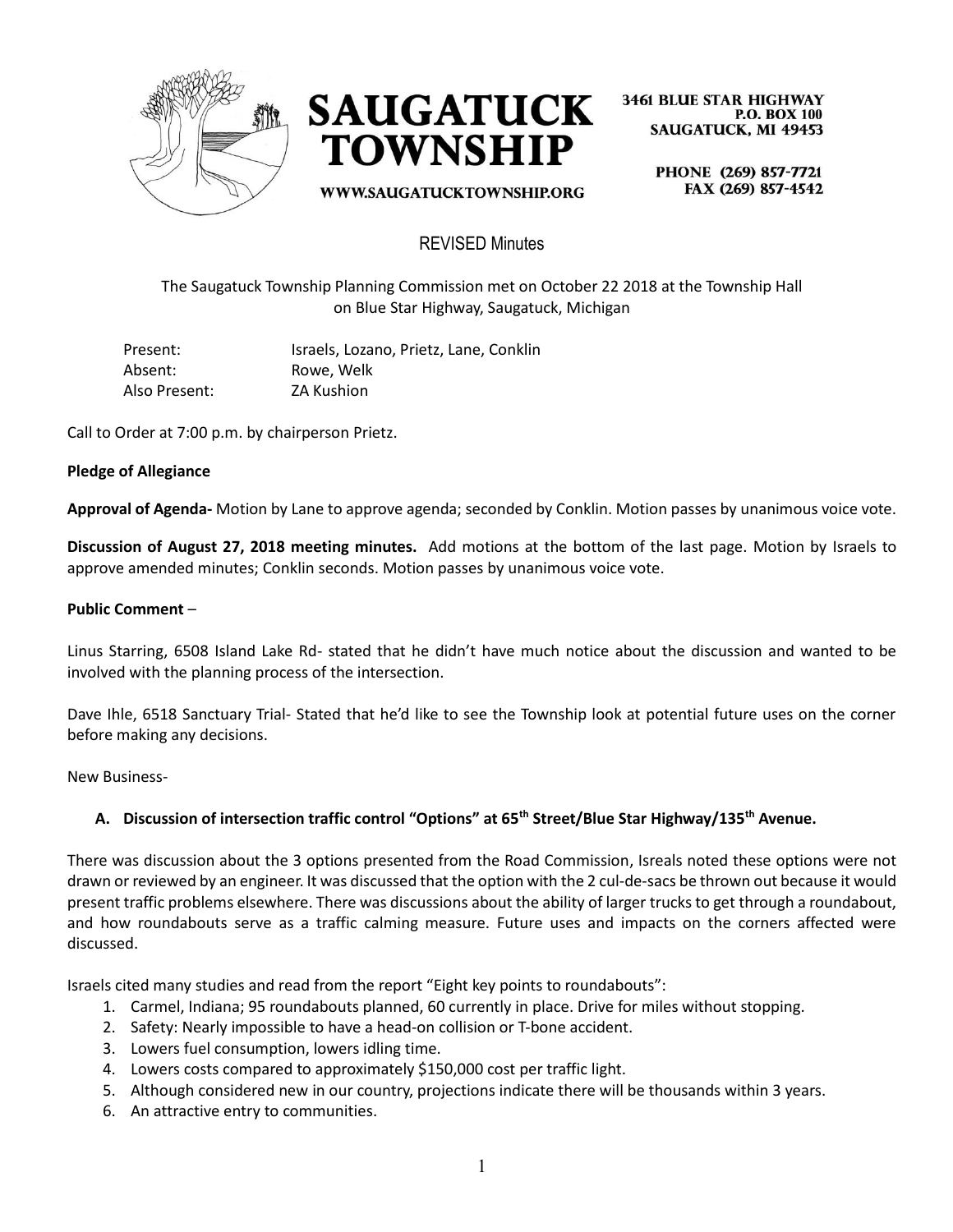# SAUGATUCK TOWNSHIP

WWW.SAUGATUCKTOWNSHIP.ORG

3461 BLUE STAR HIGHWAY
P.O. BOX 100
SAUGATUCK, MI 49453

PHONE (269) 857-7721
FAX (269) 857-4542

## REVISED Minutes

The Saugatuck Township Planning Commission met on October 22 2018 at the Township Hall on Blue Star Highway, Saugatuck, Michigan

| | |
|---|---|
| Present: | Israels, Lozano, Prietz, Lane, Conklin |
| Absent: | Rowe, Welk |
| Also Present: | ZA Kushion |

Call to Order at 7:00 p.m. by chairperson Prietz.

**Pledge of Allegiance**

**Approval of Agenda-** Motion by Lane to approve agenda; seconded by Conklin. Motion passes by unanimous voice vote.

**Discussion of August 27, 2018 meeting minutes.** Add motions at the bottom of the last page. Motion by Israels to approve amended minutes; Conklin seconds. Motion passes by unanimous voice vote.

**Public Comment** –

Linus Starring, 6508 Island Lake Rd- stated that he didn't have much notice about the discussion and wanted to be involved with the planning process of the intersection.

Dave Ihle, 6518 Sanctuary Trial- Stated that he'd like to see the Township look at potential future uses on the corner before making any decisions.

New Business-

**A. Discussion of intersection traffic control "Options" at 65th Street/Blue Star Highway/135th Avenue.**

There was discussion about the 3 options presented from the Road Commission, Isreals noted these options were not drawn or reviewed by an engineer. It was discussed that the option with the 2 cul-de-sacs be thrown out because it would present traffic problems elsewhere. There was discussions about the ability of larger trucks to get through a roundabout, and how roundabouts serve as a traffic calming measure. Future uses and impacts on the corners affected were discussed.

Israels cited many studies and read from the report "Eight key points to roundabouts":

1. Carmel, Indiana; 95 roundabouts planned, 60 currently in place. Drive for miles without stopping.
2. Safety: Nearly impossible to have a head-on collision or T-bone accident.
3. Lowers fuel consumption, lowers idling time.
4. Lowers costs compared to approximately $150,000 cost per traffic light.
5. Although considered new in our country, projections indicate there will be thousands within 3 years.
6. An attractive entry to communities.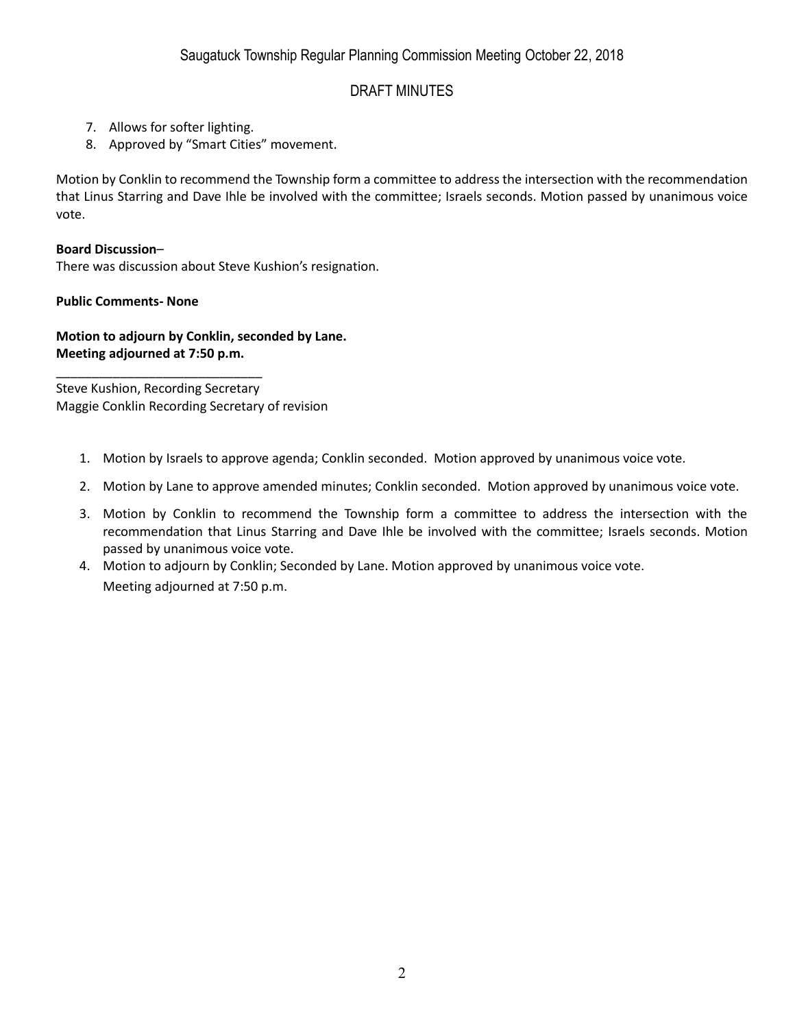7. Allows for softer lighting.
8. Approved by "Smart Cities" movement.

Motion by Conklin to recommend the Township form a committee to address the intersection with the recommendation that Linus Starring and Dave Ihle be involved with the committee; Israels seconds. Motion passed by unanimous voice vote.

**Board Discussion**–
There was discussion about Steve Kushion's resignation.

**Public Comments- None**

**Motion to adjourn by Conklin, seconded by Lane.**
**Meeting adjourned at 7:50 p.m.**

______________________________
Steve Kushion, Recording Secretary
Maggie Conklin Recording Secretary of revision

1. Motion by Israels to approve agenda; Conklin seconded. Motion approved by unanimous voice vote.
2. Motion by Lane to approve amended minutes; Conklin seconded. Motion approved by unanimous voice vote.
3. Motion by Conklin to recommend the Township form a committee to address the intersection with the recommendation that Linus Starring and Dave Ihle be involved with the committee; Israels seconds. Motion passed by unanimous voice vote.
4. Motion to adjourn by Conklin; Seconded by Lane. Motion approved by unanimous voice vote.
   Meeting adjourned at 7:50 p.m.